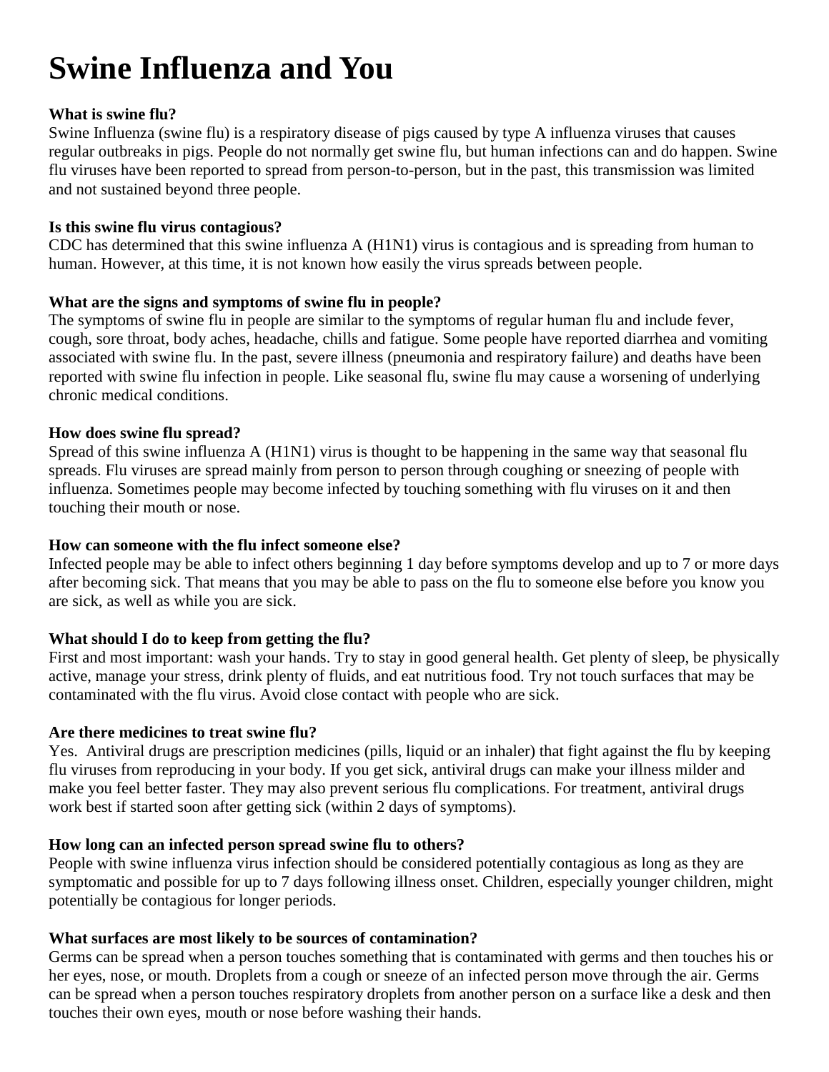# Swine Influenza and You

**What is swine flu?**

Swine Influenza (swine flu) is a respiratory disease of pigs caused by type A influenza viruses that causes regular outbreaks in pigs. People do not normally get swine flu, but human infections can and do happen. Swine flu viruses have been reported to spread from person-to-person, but in the past, this transmission was limited and not sustained beyond three people.

**Is this swine flu virus contagious?**

CDC has determined that this swine influenza A (H1N1) virus is contagious and is spreading from human to human. However, at this time, it is not known how easily the virus spreads between people.

**What are the signs and symptoms of swine flu in people?**

The symptoms of swine flu in people are similar to the symptoms of regular human flu and include fever, cough, sore throat, body aches, headache, chills and fatigue. Some people have reported diarrhea and vomiting associated with swine flu. In the past, severe illness (pneumonia and respiratory failure) and deaths have been reported with swine flu infection in people. Like seasonal flu, swine flu may cause a worsening of underlying chronic medical conditions.

**How does swine flu spread?**

Spread of this swine influenza A (H1N1) virus is thought to be happening in the same way that seasonal flu spreads. Flu viruses are spread mainly from person to person through coughing or sneezing of people with influenza. Sometimes people may become infected by touching something with flu viruses on it and then touching their mouth or nose.

**How can someone with the flu infect someone else?**

Infected people may be able to infect others beginning 1 day before symptoms develop and up to 7 or more days after becoming sick. That means that you may be able to pass on the flu to someone else before you know you are sick, as well as while you are sick.

**What should I do to keep from getting the flu?**

First and most important: wash your hands. Try to stay in good general health. Get plenty of sleep, be physically active, manage your stress, drink plenty of fluids, and eat nutritious food. Try not touch surfaces that may be contaminated with the flu virus. Avoid close contact with people who are sick.

**Are there medicines to treat swine flu?**

Yes. Antiviral drugs are prescription medicines (pills, liquid or an inhaler) that fight against the flu by keeping flu viruses from reproducing in your body. If you get sick, antiviral drugs can make your illness milder and make you feel better faster. They may also prevent serious flu complications. For treatment, antiviral drugs work best if started soon after getting sick (within 2 days of symptoms).

**How long can an infected person spread swine flu to others?**

People with swine influenza virus infection should be considered potentially contagious as long as they are symptomatic and possible for up to 7 days following illness onset. Children, especially younger children, might potentially be contagious for longer periods.

**What surfaces are most likely to be sources of contamination?**

Germs can be spread when a person touches something that is contaminated with germs and then touches his or her eyes, nose, or mouth. Droplets from a cough or sneeze of an infected person move through the air. Germs can be spread when a person touches respiratory droplets from another person on a surface like a desk and then touches their own eyes, mouth or nose before washing their hands.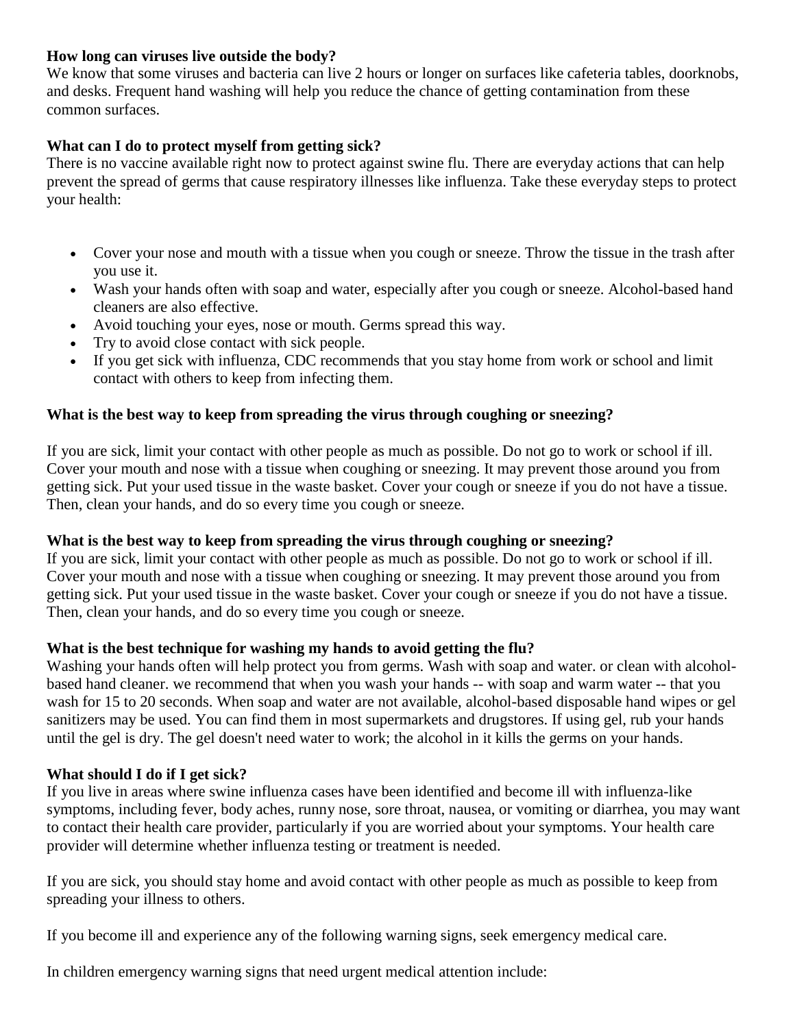**How long can viruses live outside the body?**
We know that some viruses and bacteria can live 2 hours or longer on surfaces like cafeteria tables, doorknobs, and desks. Frequent hand washing will help you reduce the chance of getting contamination from these common surfaces.

**What can I do to protect myself from getting sick?**
There is no vaccine available right now to protect against swine flu. There are everyday actions that can help prevent the spread of germs that cause respiratory illnesses like influenza. Take these everyday steps to protect your health:

- Cover your nose and mouth with a tissue when you cough or sneeze. Throw the tissue in the trash after you use it.
- Wash your hands often with soap and water, especially after you cough or sneeze. Alcohol-based hand cleaners are also effective.
- Avoid touching your eyes, nose or mouth. Germs spread this way.
- Try to avoid close contact with sick people.
- If you get sick with influenza, CDC recommends that you stay home from work or school and limit contact with others to keep from infecting them.

**What is the best way to keep from spreading the virus through coughing or sneezing?**

If you are sick, limit your contact with other people as much as possible. Do not go to work or school if ill. Cover your mouth and nose with a tissue when coughing or sneezing. It may prevent those around you from getting sick. Put your used tissue in the waste basket. Cover your cough or sneeze if you do not have a tissue. Then, clean your hands, and do so every time you cough or sneeze.

**What is the best way to keep from spreading the virus through coughing or sneezing?**
If you are sick, limit your contact with other people as much as possible. Do not go to work or school if ill. Cover your mouth and nose with a tissue when coughing or sneezing. It may prevent those around you from getting sick. Put your used tissue in the waste basket. Cover your cough or sneeze if you do not have a tissue. Then, clean your hands, and do so every time you cough or sneeze.

**What is the best technique for washing my hands to avoid getting the flu?**
Washing your hands often will help protect you from germs. Wash with soap and water. or clean with alcohol-based hand cleaner. we recommend that when you wash your hands -- with soap and warm water -- that you wash for 15 to 20 seconds. When soap and water are not available, alcohol-based disposable hand wipes or gel sanitizers may be used. You can find them in most supermarkets and drugstores. If using gel, rub your hands until the gel is dry. The gel doesn't need water to work; the alcohol in it kills the germs on your hands.

**What should I do if I get sick?**
If you live in areas where swine influenza cases have been identified and become ill with influenza-like symptoms, including fever, body aches, runny nose, sore throat, nausea, or vomiting or diarrhea, you may want to contact their health care provider, particularly if you are worried about your symptoms. Your health care provider will determine whether influenza testing or treatment is needed.

If you are sick, you should stay home and avoid contact with other people as much as possible to keep from spreading your illness to others.

If you become ill and experience any of the following warning signs, seek emergency medical care.

In children emergency warning signs that need urgent medical attention include: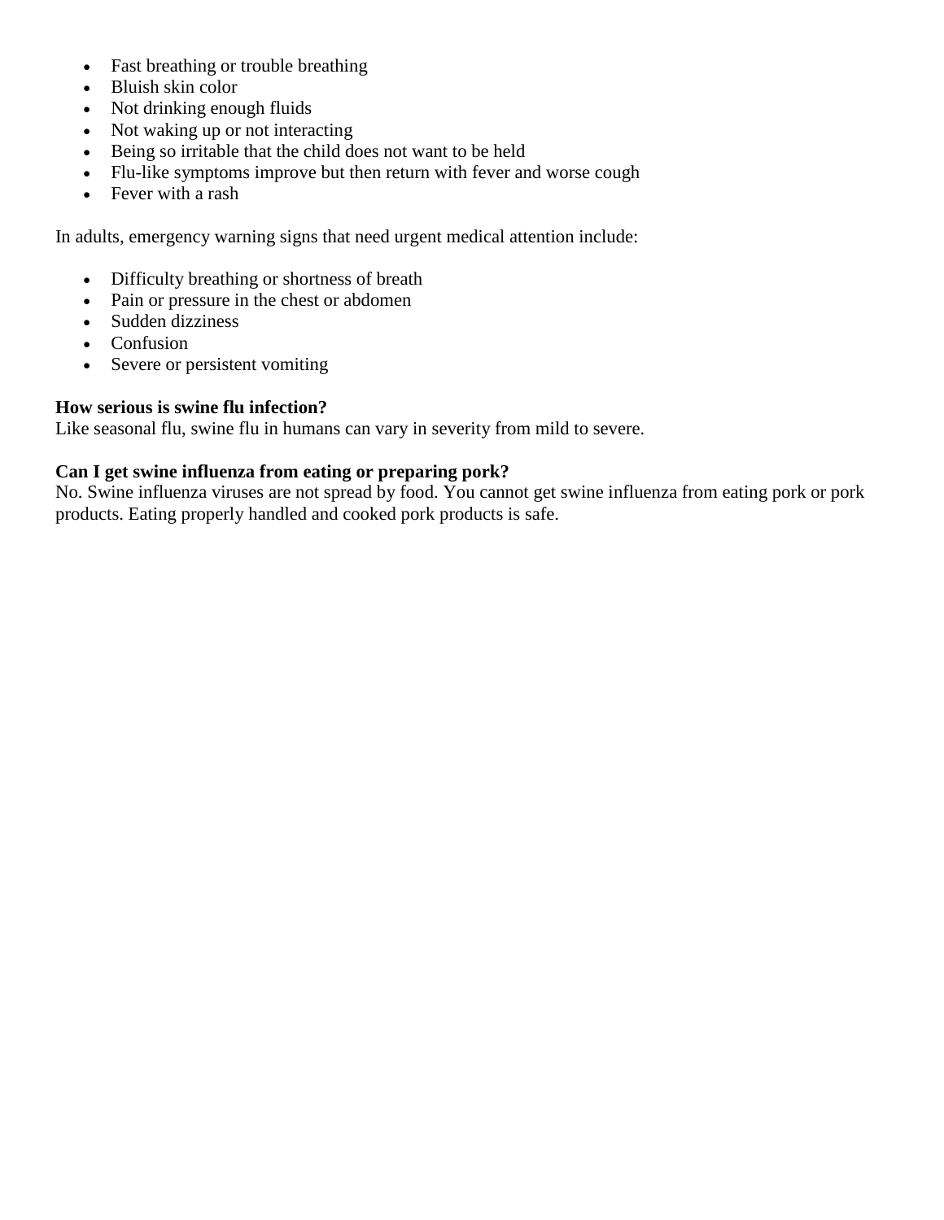- Fast breathing or trouble breathing
- Bluish skin color
- Not drinking enough fluids
- Not waking up or not interacting
- Being so irritable that the child does not want to be held
- Flu-like symptoms improve but then return with fever and worse cough
- Fever with a rash

In adults, emergency warning signs that need urgent medical attention include:

- Difficulty breathing or shortness of breath
- Pain or pressure in the chest or abdomen
- Sudden dizziness
- Confusion
- Severe or persistent vomiting

**How serious is swine flu infection?**
Like seasonal flu, swine flu in humans can vary in severity from mild to severe.

**Can I get swine influenza from eating or preparing pork?**
No. Swine influenza viruses are not spread by food. You cannot get swine influenza from eating pork or pork products. Eating properly handled and cooked pork products is safe.